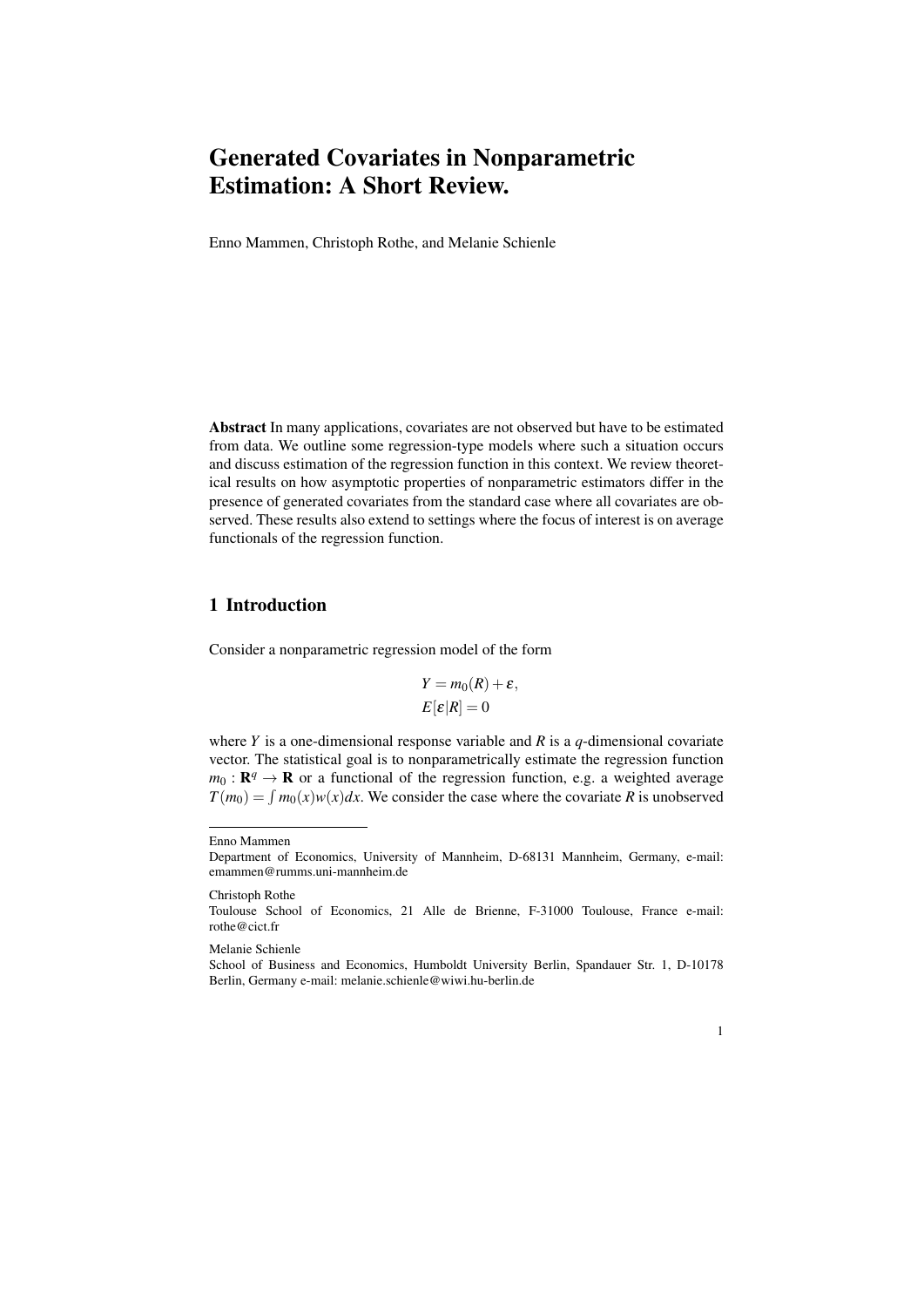# Generated Covariates in Nonparametric Estimation: A Short Review.

Enno Mammen, Christoph Rothe, and Melanie Schienle

**Abstract** In many applications, covariates are not observed but have to be estimated from data. We outline some regression-type models where such a situation occurs and discuss estimation of the regression function in this context. We review theoretical results on how asymptotic properties of nonparametric estimators differ in the presence of generated covariates from the standard case where all covariates are observed. These results also extend to settings where the focus of interest is on average functionals of the regression function.

## 1 Introduction

Consider a nonparametric regression model of the form

$$
\begin{aligned}
Y &= m_0(R) + \varepsilon, \\
E[\varepsilon|R] &= 0
\end{aligned}
$$

where $Y$ is a one-dimensional response variable and $R$ is a $q$-dimensional covariate vector. The statistical goal is to nonparametrically estimate the regression function $m_0 : \mathbf{R}^q \to \mathbf{R}$ or a functional of the regression function, e.g. a weighted average $T(m_0) = \int m_0(x)w(x)dx$. We consider the case where the covariate $R$ is unobserved

---

Enno Mammen
Department of Economics, University of Mannheim, D-68131 Mannheim, Germany, e-mail: emammen@rumms.uni-mannheim.de

Christoph Rothe
Toulouse School of Economics, 21 Alle de Brienne, F-31000 Toulouse, France e-mail: rothe@cict.fr

Melanie Schienle
School of Business and Economics, Humboldt University Berlin, Spandauer Str. 1, D-10178 Berlin, Germany e-mail: melanie.schienle@wiwi.hu-berlin.de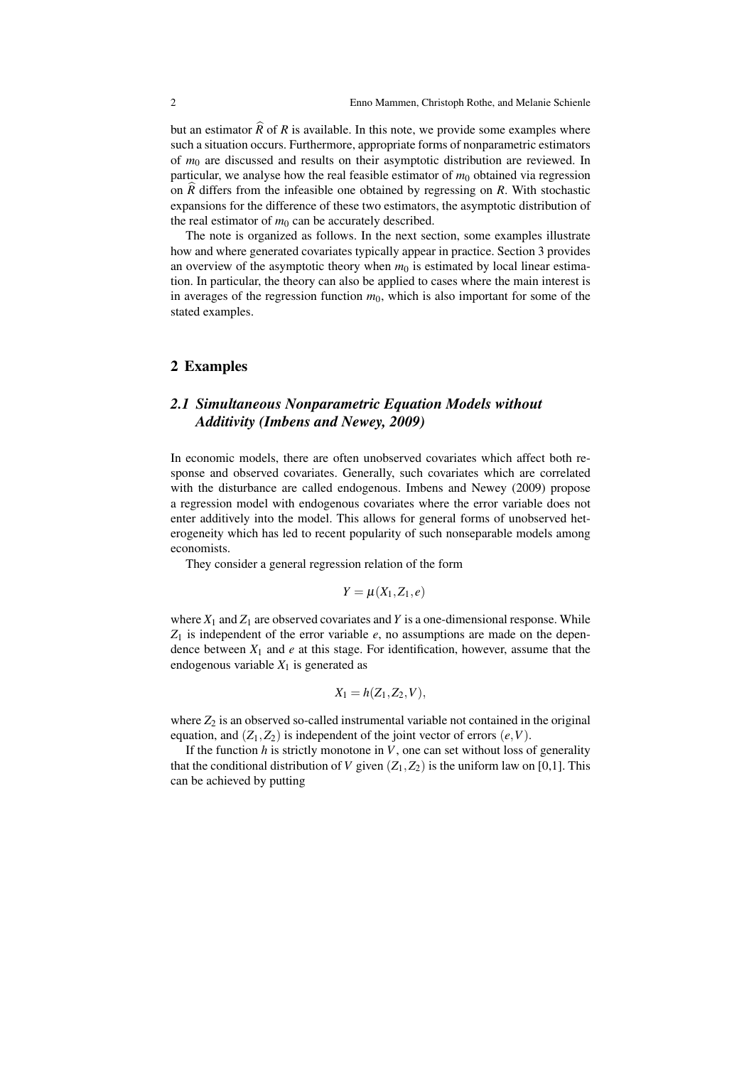but an estimator $\widehat{R}$ of $R$ is available. In this note, we provide some examples where such a situation occurs. Furthermore, appropriate forms of nonparametric estimators of $m_0$ are discussed and results on their asymptotic distribution are reviewed. In particular, we analyse how the real feasible estimator of $m_0$ obtained via regression on $\widehat{R}$ differs from the infeasible one obtained by regressing on $R$. With stochastic expansions for the difference of these two estimators, the asymptotic distribution of the real estimator of $m_0$ can be accurately described.

The note is organized as follows. In the next section, some examples illustrate how and where generated covariates typically appear in practice. Section 3 provides an overview of the asymptotic theory when $m_0$ is estimated by local linear estimation. In particular, the theory can also be applied to cases where the main interest is in averages of the regression function $m_0$, which is also important for some of the stated examples.

## 2 Examples

### *2.1 Simultaneous Nonparametric Equation Models without Additivity (Imbens and Newey, 2009)*

In economic models, there are often unobserved covariates which affect both response and observed covariates. Generally, such covariates which are correlated with the disturbance are called endogenous. Imbens and Newey (2009) propose a regression model with endogenous covariates where the error variable does not enter additively into the model. This allows for general forms of unobserved heterogeneity which has led to recent popularity of such nonseparable models among economists.

They consider a general regression relation of the form

$$Y = \mu(X_1, Z_1, e)$$

where $X_1$ and $Z_1$ are observed covariates and $Y$ is a one-dimensional response. While $Z_1$ is independent of the error variable $e$, no assumptions are made on the dependence between $X_1$ and $e$ at this stage. For identification, however, assume that the endogenous variable $X_1$ is generated as

$$X_1 = h(Z_1, Z_2, V),$$

where $Z_2$ is an observed so-called instrumental variable not contained in the original equation, and $(Z_1, Z_2)$ is independent of the joint vector of errors $(e, V)$.

If the function $h$ is strictly monotone in $V$, one can set without loss of generality that the conditional distribution of $V$ given $(Z_1, Z_2)$ is the uniform law on [0,1]. This can be achieved by putting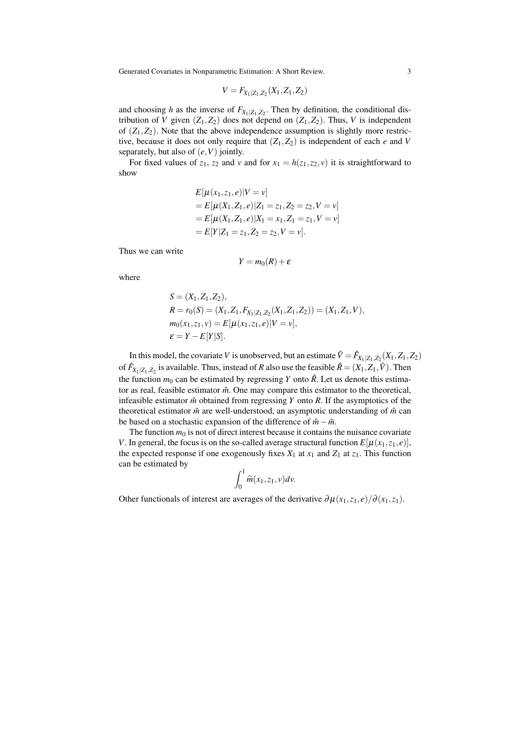$$V = F_{X_1|Z_1,Z_2}(X_1, Z_1, Z_2)$$

and choosing $h$ as the inverse of $F_{X_1|Z_1,Z_2}$. Then by definition, the conditional distribution of $V$ given $(Z_1, Z_2)$ does not depend on $(Z_1, Z_2)$. Thus, $V$ is independent of $(Z_1, Z_2)$. Note that the above independence assumption is slightly more restrictive, because it does not only require that $(Z_1, Z_2)$ is independent of each $e$ and $V$ separately, but also of $(e, V)$ jointly.

For fixed values of $z_1$, $z_2$ and $v$ and for $x_1 = h(z_1, z_2, v)$ it is straightforward to show

$$
\begin{aligned}
&E[\mu(x_1, z_1, e)|V = v] \\
&= E[\mu(X_1, Z_1, e)|Z_1 = z_1, Z_2 = z_2, V = v] \\
&= E[\mu(X_1, Z_1, e)|X_1 = x_1, Z_1 = z_1, V = v] \\
&= E[Y|Z_1 = z_1, Z_2 = z_2, V = v].
\end{aligned}
$$

Thus we can write

$$Y = m_0(R) + \varepsilon$$

where

$$
\begin{aligned}
&S = (X_1, Z_1, Z_2), \\
&R = r_0(S) = (X_1, Z_1, F_{X_1|Z_1,Z_2}(X_1, Z_1, Z_2)) = (X_1, Z_1, V), \\
&m_0(x_1, z_1, v) = E[\mu(x_1, z_1, e)|V = v], \\
&\varepsilon = Y - E[Y|S].
\end{aligned}
$$

In this model, the covariate $V$ is unobserved, but an estimate $\hat{V} = \hat{F}_{X_1|Z_1,Z_2}(X_1, Z_1, Z_2)$ of $\hat{F}_{X_1|Z_1,Z_2}$ is available. Thus, instead of $R$ also use the feasible $\hat{R} = (X_1, Z_1, \hat{V})$. Then the function $m_0$ can be estimated by regressing $Y$ onto $\hat{R}$. Let us denote this estimator as real, feasible estimator $\hat{m}$. One may compare this estimator to the theoretical, infeasible estimator $\tilde{m}$ obtained from regressing $Y$ onto $R$. If the asymptotics of the theoretical estimator $\tilde{m}$ are well-understood, an asymptotic understanding of $\hat{m}$ can be based on a stochastic expansion of the difference of $\hat{m} - \tilde{m}$.

The function $m_0$ is not of direct interest because it contains the nuisance covariate $V$. In general, the focus is on the so-called average structural function $E[\mu(x_1, z_1, e)]$, the expected response if one exogenously fixes $X_1$ at $x_1$ and $Z_1$ at $z_1$. This function can be estimated by

$$\int_0^1 \widehat{m}(x_1, z_1, v)dv.$$

Other functionals of interest are averages of the derivative $\partial\mu(x_1, z_1, e)/\partial(x_1, z_1)$.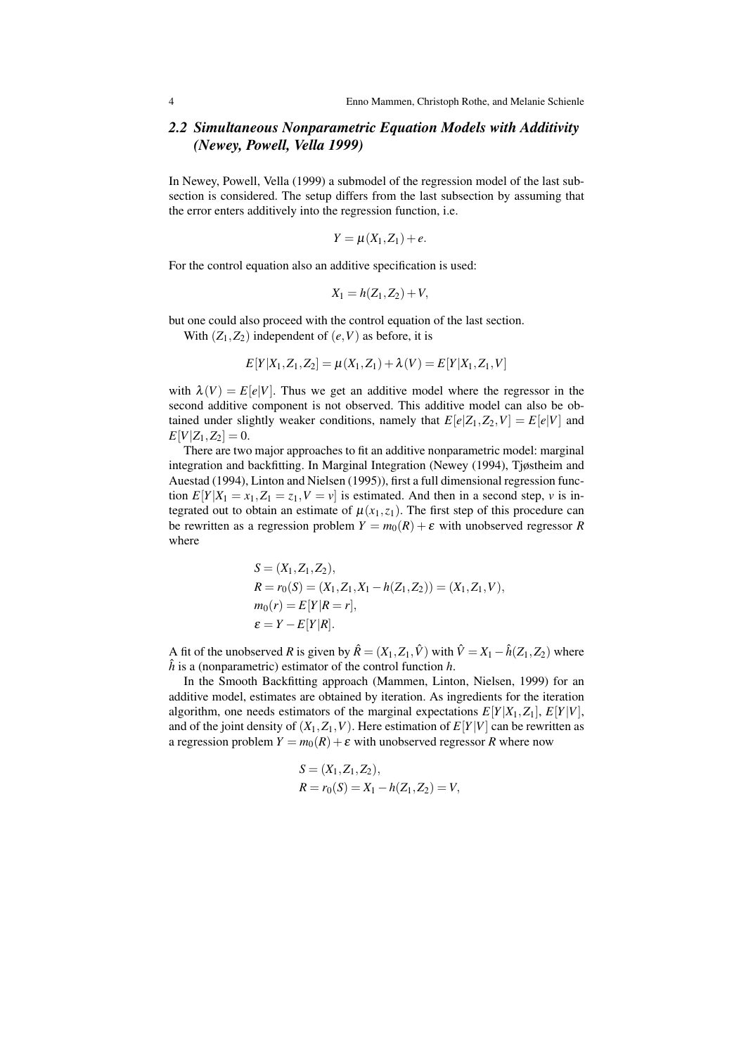## 2.2 Simultaneous Nonparametric Equation Models with Additivity (Newey, Powell, Vella 1999)

In Newey, Powell, Vella (1999) a submodel of the regression model of the last subsection is considered. The setup differs from the last subsection by assuming that the error enters additively into the regression function, i.e.

$$Y = \mu(X_1, Z_1) + e.$$

For the control equation also an additive specification is used:

$$X_1 = h(Z_1, Z_2) + V,$$

but one could also proceed with the control equation of the last section.

With $(Z_1, Z_2)$ independent of $(e, V)$ as before, it is

$$E[Y|X_1, Z_1, Z_2] = \mu(X_1, Z_1) + \lambda(V) = E[Y|X_1, Z_1, V]$$

with $\lambda(V) = E[e|V]$. Thus we get an additive model where the regressor in the second additive component is not observed. This additive model can also be obtained under slightly weaker conditions, namely that $E[e|Z_1, Z_2, V] = E[e|V]$ and $E[V|Z_1, Z_2] = 0$.

There are two major approaches to fit an additive nonparametric model: marginal integration and backfitting. In Marginal Integration (Newey (1994), Tjøstheim and Auestad (1994), Linton and Nielsen (1995)), first a full dimensional regression function $E[Y|X_1 = x_1, Z_1 = z_1, V = v]$ is estimated. And then in a second step, $v$ is integrated out to obtain an estimate of $\mu(x_1, z_1)$. The first step of this procedure can be rewritten as a regression problem $Y = m_0(R) + \varepsilon$ with unobserved regressor $R$ where

$$\begin{aligned}
S &= (X_1, Z_1, Z_2), \\
R &= r_0(S) = (X_1, Z_1, X_1 - h(Z_1, Z_2)) = (X_1, Z_1, V), \\
m_0(r) &= E[Y|R = r], \\
\varepsilon &= Y - E[Y|R].
\end{aligned}$$

A fit of the unobserved $R$ is given by $\hat{R} = (X_1, Z_1, \hat{V})$ with $\hat{V} = X_1 - \hat{h}(Z_1, Z_2)$ where $\hat{h}$ is a (nonparametric) estimator of the control function $h$.

In the Smooth Backfitting approach (Mammen, Linton, Nielsen, 1999) for an additive model, estimates are obtained by iteration. As ingredients for the iteration algorithm, one needs estimators of the marginal expectations $E[Y|X_1, Z_1]$, $E[Y|V]$, and of the joint density of $(X_1, Z_1, V)$. Here estimation of $E[Y|V]$ can be rewritten as a regression problem $Y = m_0(R) + \varepsilon$ with unobserved regressor $R$ where now

$$\begin{aligned}
S &= (X_1, Z_1, Z_2), \\
R &= r_0(S) = X_1 - h(Z_1, Z_2) = V,
\end{aligned}$$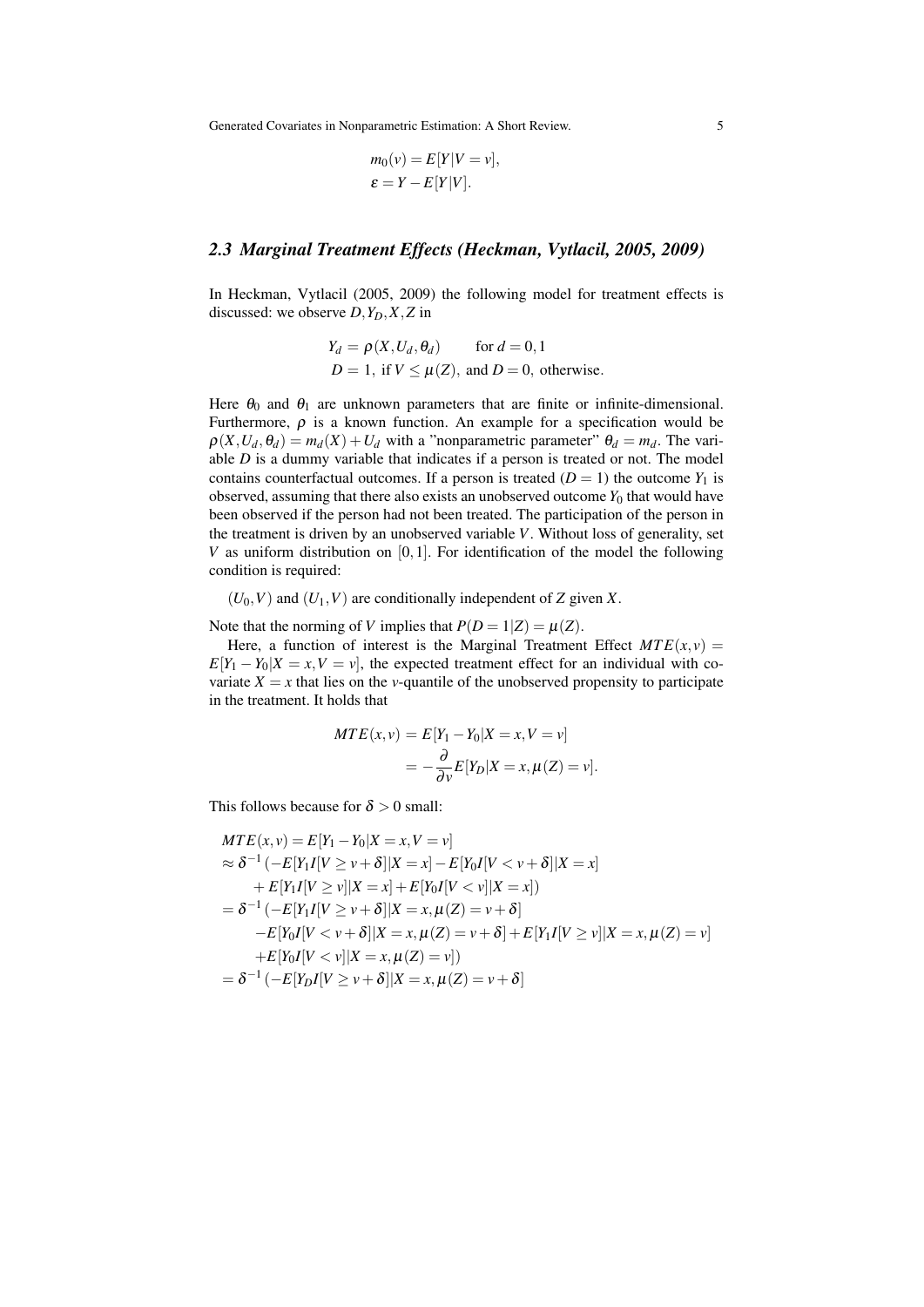$$
\begin{aligned}
m_0(v) &= E[Y|V=v], \\
\varepsilon &= Y - E[Y|V].
\end{aligned}
$$

### 2.3 Marginal Treatment Effects (Heckman, Vytlacil, 2005, 2009)

In Heckman, Vytlacil (2005, 2009) the following model for treatment effects is discussed: we observe $D, Y_D, X, Z$ in

$$
\begin{aligned}
Y_d &= \rho(X, U_d, \theta_d) \qquad \text{for } d = 0, 1 \\
D &= 1, \text{ if } V \leq \mu(Z), \text{ and } D = 0, \text{ otherwise.}
\end{aligned}
$$

Here $\theta_0$ and $\theta_1$ are unknown parameters that are finite or infinite-dimensional. Furthermore, $\rho$ is a known function. An example for a specification would be $\rho(X, U_d, \theta_d) = m_d(X) + U_d$ with a "nonparametric parameter" $\theta_d = m_d$. The variable $D$ is a dummy variable that indicates if a person is treated or not. The model contains counterfactual outcomes. If a person is treated ($D = 1$) the outcome $Y_1$ is observed, assuming that there also exists an unobserved outcome $Y_0$ that would have been observed if the person had not been treated. The participation of the person in the treatment is driven by an unobserved variable $V$. Without loss of generality, set $V$ as uniform distribution on $[0,1]$. For identification of the model the following condition is required:

$(U_0, V)$ and $(U_1, V)$ are conditionally independent of $Z$ given $X$.

Note that the norming of $V$ implies that $P(D = 1|Z) = \mu(Z)$.

Here, a function of interest is the Marginal Treatment Effect $MTE(x, v) = E[Y_1 - Y_0 | X = x, V = v]$, the expected treatment effect for an individual with covariate $X = x$ that lies on the $v$-quantile of the unobserved propensity to participate in the treatment. It holds that

$$
\begin{aligned}
MTE(x, v) &= E[Y_1 - Y_0 | X = x, V = v] \\
&= -\frac{\partial}{\partial v} E[Y_D | X = x, \mu(Z) = v].
\end{aligned}
$$

This follows because for $\delta > 0$ small:

$$
\begin{aligned}
& MTE(x, v) = E[Y_1 - Y_0 | X = x, V = v] \\
& \approx \delta^{-1} \left( -E[Y_1 I[V \geq v + \delta] | X = x] - E[Y_0 I[V < v + \delta] | X = x] \right. \\
& \qquad \left. + E[Y_1 I[V \geq v] | X = x] + E[Y_0 I[V < v] | X = x] \right) \\
& = \delta^{-1} \left( -E[Y_1 I[V \geq v + \delta] | X = x, \mu(Z) = v + \delta] \right. \\
& \qquad - E[Y_0 I[V < v + \delta] | X = x, \mu(Z) = v + \delta] + E[Y_1 I[V \geq v] | X = x, \mu(Z) = v] \\
& \qquad \left. + E[Y_0 I[V < v] | X = x, \mu(Z) = v] \right) \\
& = \delta^{-1} \left( -E[Y_D I[V \geq v + \delta] | X = x, \mu(Z) = v + \delta] \right.
\end{aligned}
$$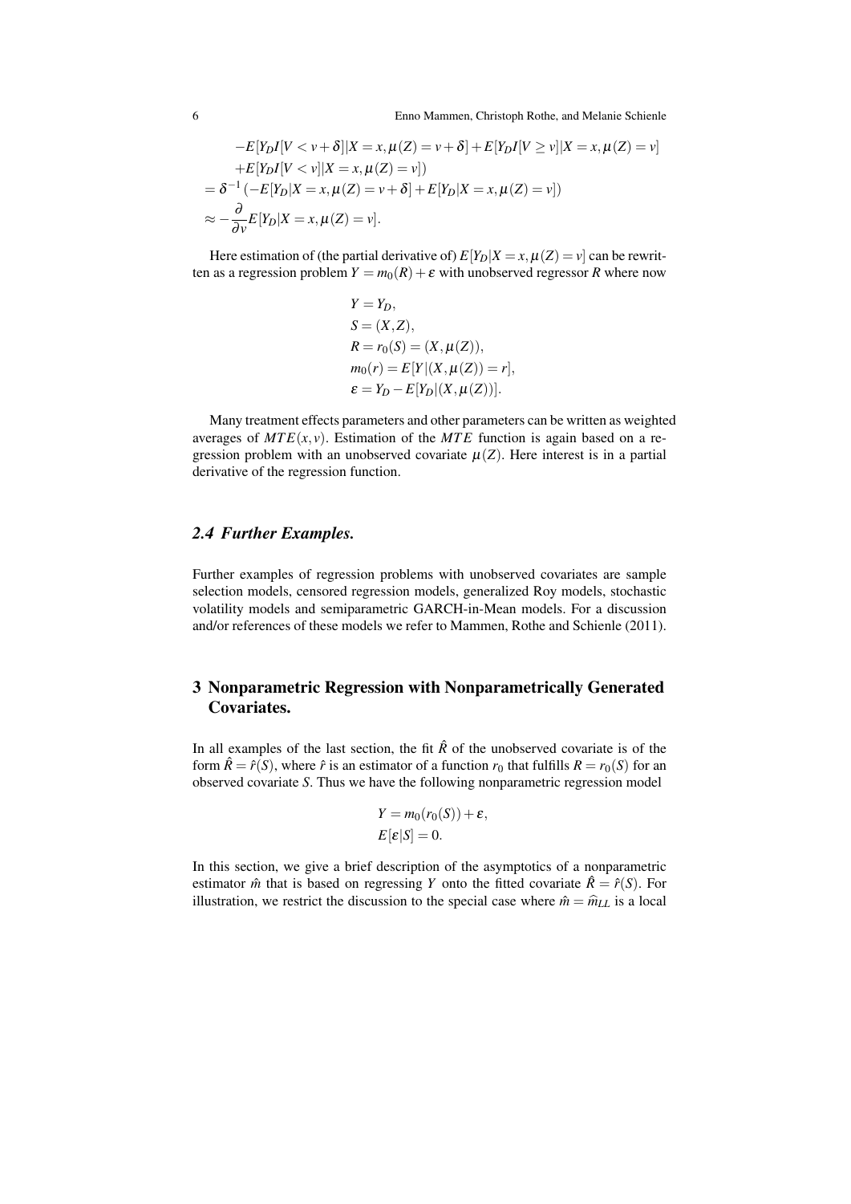$$
\begin{aligned}
&-E[Y_D I[V < v+\delta]|X = x, \mu(Z) = v+\delta] + E[Y_D I[V \geq v]|X = x, \mu(Z) = v] \\
&+E[Y_D I[V < v]|X = x, \mu(Z) = v]) \\
&= \delta^{-1}\left(-E[Y_D|X = x, \mu(Z) = v+\delta] + E[Y_D|X = x, \mu(Z) = v]\right) \\
&\approx -\frac{\partial}{\partial v} E[Y_D|X = x, \mu(Z) = v].
\end{aligned}
$$

Here estimation of (the partial derivative of) $E[Y_D|X = x, \mu(Z) = v]$ can be rewritten as a regression problem $Y = m_0(R) + \varepsilon$ with unobserved regressor $R$ where now

$$
\begin{aligned}
Y &= Y_D, \\
S &= (X, Z), \\
R &= r_0(S) = (X, \mu(Z)), \\
m_0(r) &= E[Y|(X, \mu(Z)) = r], \\
\varepsilon &= Y_D - E[Y_D|(X, \mu(Z))].
\end{aligned}
$$

Many treatment effects parameters and other parameters can be written as weighted averages of $MTE(x, v)$. Estimation of the $MTE$ function is again based on a regression problem with an unobserved covariate $\mu(Z)$. Here interest is in a partial derivative of the regression function.

### *2.4 Further Examples.*

Further examples of regression problems with unobserved covariates are sample selection models, censored regression models, generalized Roy models, stochastic volatility models and semiparametric GARCH-in-Mean models. For a discussion and/or references of these models we refer to Mammen, Rothe and Schienle (2011).

## 3 Nonparametric Regression with Nonparametrically Generated Covariates.

In all examples of the last section, the fit $\hat{R}$ of the unobserved covariate is of the form $\hat{R} = \hat{r}(S)$, where $\hat{r}$ is an estimator of a function $r_0$ that fulfills $R = r_0(S)$ for an observed covariate $S$. Thus we have the following nonparametric regression model

$$
\begin{aligned}
Y &= m_0(r_0(S)) + \varepsilon, \\
E[\varepsilon|S] &= 0.
\end{aligned}
$$

In this section, we give a brief description of the asymptotics of a nonparametric estimator $\hat{m}$ that is based on regressing $Y$ onto the fitted covariate $\hat{R} = \hat{r}(S)$. For illustration, we restrict the discussion to the special case where $\hat{m} = \widehat{m}_{LL}$ is a local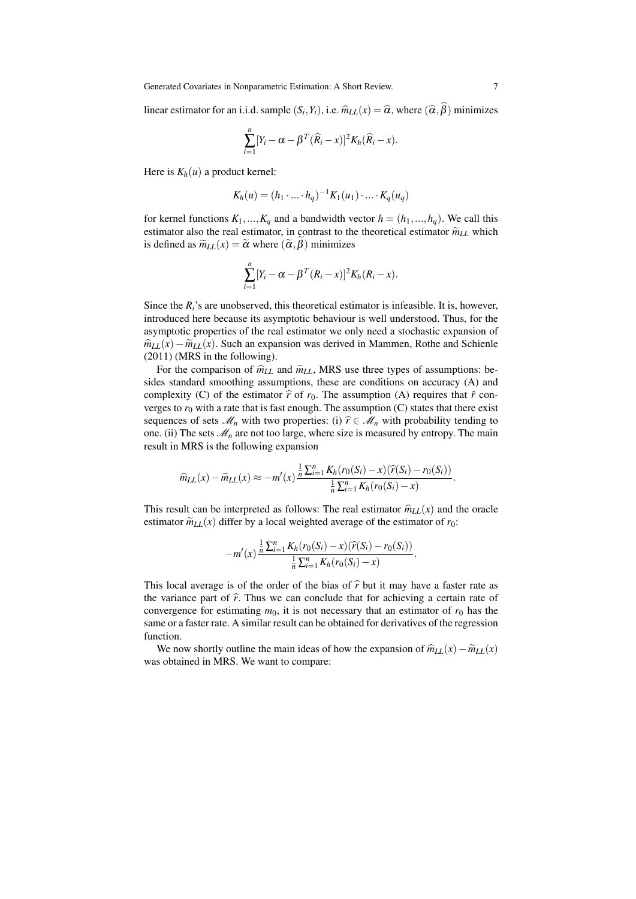linear estimator for an i.i.d. sample $(S_i, Y_i)$, i.e. $\widehat{m}_{LL}(x) = \widehat{\alpha}$, where $(\widehat{\alpha}, \widehat{\beta})$ minimizes

$$\sum_{i=1}^{n} [Y_i - \alpha - \beta^T(\widehat{R}_i - x)]^2 K_h(\widehat{R}_i - x).$$

Here is $K_h(u)$ a product kernel:

$$K_h(u) = (h_1 \cdot \ldots \cdot h_q)^{-1} K_1(u_1) \cdot \ldots \cdot K_q(u_q)$$

for kernel functions $K_1, \ldots, K_q$ and a bandwidth vector $h = (h_1, \ldots, h_q)$. We call this estimator also the real estimator, in contrast to the theoretical estimator $\widetilde{m}_{LL}$ which is defined as $\widetilde{m}_{LL}(x) = \widetilde{\alpha}$ where $(\widetilde{\alpha}, \widetilde{\beta})$ minimizes

$$\sum_{i=1}^{n} [Y_i - \alpha - \beta^T(R_i - x)]^2 K_h(R_i - x).$$

Since the $R_i$'s are unobserved, this theoretical estimator is infeasible. It is, however, introduced here because its asymptotic behaviour is well understood. Thus, for the asymptotic properties of the real estimator we only need a stochastic expansion of $\widehat{m}_{LL}(x) - \widetilde{m}_{LL}(x)$. Such an expansion was derived in Mammen, Rothe and Schienle (2011) (MRS in the following).

For the comparison of $\widehat{m}_{LL}$ and $\widetilde{m}_{LL}$, MRS use three types of assumptions: besides standard smoothing assumptions, these are conditions on accuracy (A) and complexity (C) of the estimator $\widehat{r}$ of $r_0$. The assumption (A) requires that $\hat{r}$ converges to $r_0$ with a rate that is fast enough. The assumption (C) states that there exist sequences of sets $\mathscr{M}_n$ with two properties: (i) $\widehat{r} \in \mathscr{M}_n$ with probability tending to one. (ii) The sets $\mathscr{M}_n$ are not too large, where size is measured by entropy. The main result in MRS is the following expansion

$$\widehat{m}_{LL}(x) - \widetilde{m}_{LL}(x) \approx -m'(x) \frac{\frac{1}{n}\sum_{i=1}^{n} K_h(r_0(S_i) - x)(\widehat{r}(S_i) - r_0(S_i))}{\frac{1}{n}\sum_{i=1}^{n} K_h(r_0(S_i) - x)}.$$

This result can be interpreted as follows: The real estimator $\widehat{m}_{LL}(x)$ and the oracle estimator $\widetilde{m}_{LL}(x)$ differ by a local weighted average of the estimator of $r_0$:

$$-m'(x) \frac{\frac{1}{n}\sum_{i=1}^{n} K_h(r_0(S_i) - x)(\widehat{r}(S_i) - r_0(S_i))}{\frac{1}{n}\sum_{i=1}^{n} K_h(r_0(S_i) - x)}.$$

This local average is of the order of the bias of $\widehat{r}$ but it may have a faster rate as the variance part of $\widehat{r}$. Thus we can conclude that for achieving a certain rate of convergence for estimating $m_0$, it is not necessary that an estimator of $r_0$ has the same or a faster rate. A similar result can be obtained for derivatives of the regression function.

We now shortly outline the main ideas of how the expansion of $\widehat{m}_{LL}(x) - \widetilde{m}_{LL}(x)$ was obtained in MRS. We want to compare: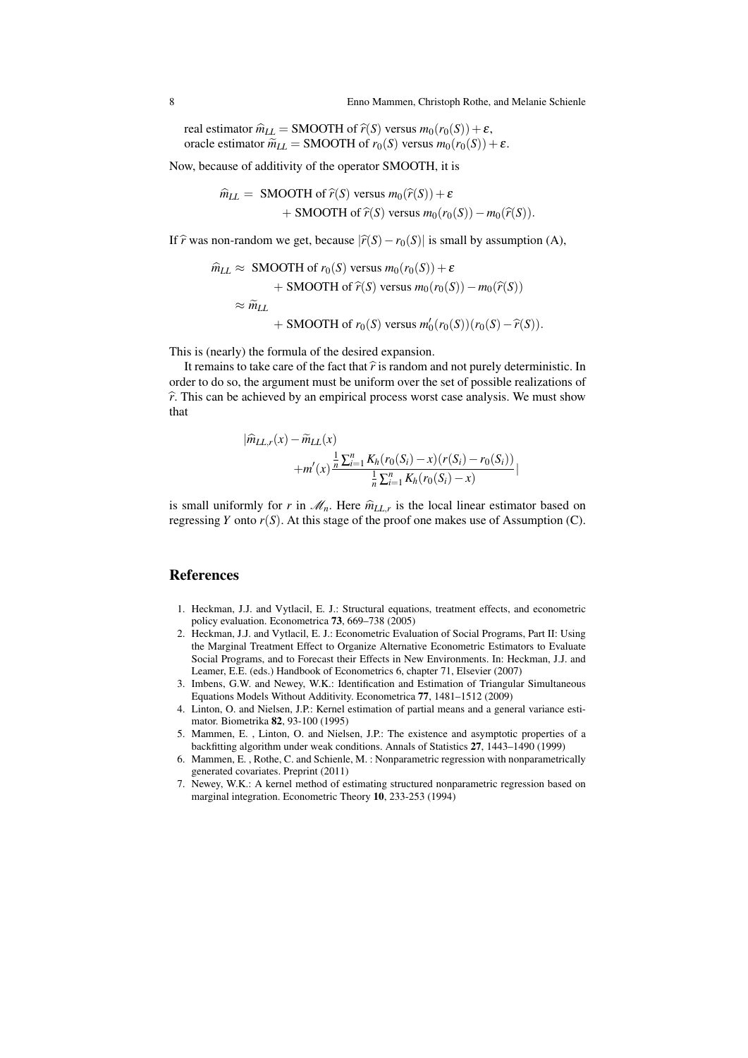real estimator $\widehat{m}_{LL} = \text{SMOOTH of } \widehat{r}(S) \text{ versus } m_0(r_0(S)) + \varepsilon$,
oracle estimator $\widetilde{m}_{LL} = \text{SMOOTH of } r_0(S) \text{ versus } m_0(r_0(S)) + \varepsilon$.

Now, because of additivity of the operator SMOOTH, it is

$$\begin{aligned}
\widehat{m}_{LL} = \; & \text{SMOOTH of } \widehat{r}(S) \text{ versus } m_0(\widehat{r}(S)) + \varepsilon \\
& + \text{SMOOTH of } \widehat{r}(S) \text{ versus } m_0(r_0(S)) - m_0(\widehat{r}(S)).
\end{aligned}$$

If $\widehat{r}$ was non-random we get, because $|\widehat{r}(S) - r_0(S)|$ is small by assumption (A),

$$\begin{aligned}
\widehat{m}_{LL} \approx \; & \text{SMOOTH of } r_0(S) \text{ versus } m_0(r_0(S)) + \varepsilon \\
& + \text{SMOOTH of } \widehat{r}(S) \text{ versus } m_0(r_0(S)) - m_0(\widehat{r}(S)) \\
\approx \; & \widetilde{m}_{LL} \\
& + \text{SMOOTH of } r_0(S) \text{ versus } m_0'(r_0(S))(r_0(S) - \widehat{r}(S)).
\end{aligned}$$

This is (nearly) the formula of the desired expansion.

It remains to take care of the fact that $\widehat{r}$ is random and not purely deterministic. In order to do so, the argument must be uniform over the set of possible realizations of $\widehat{r}$. This can be achieved by an empirical process worst case analysis. We must show that

$$\begin{aligned}
|\widehat{m}_{LL,r}(x) - \widetilde{m}_{LL}(x) & \\
& + m'(x) \frac{\frac{1}{n}\sum_{i=1}^n K_h(r_0(S_i) - x)(r(S_i) - r_0(S_i))}{\frac{1}{n}\sum_{i=1}^n K_h(r_0(S_i) - x)}|
\end{aligned}$$

is small uniformly for $r$ in $\mathscr{M}_n$. Here $\widehat{m}_{LL,r}$ is the local linear estimator based on regressing $Y$ onto $r(S)$. At this stage of the proof one makes use of Assumption (C).

## References

1. Heckman, J.J. and Vytlacil, E. J.: Structural equations, treatment effects, and econometric policy evaluation. Econometrica **73**, 669–738 (2005)
2. Heckman, J.J. and Vytlacil, E. J.: Econometric Evaluation of Social Programs, Part II: Using the Marginal Treatment Effect to Organize Alternative Econometric Estimators to Evaluate Social Programs, and to Forecast their Effects in New Environments. In: Heckman, J.J. and Leamer, E.E. (eds.) Handbook of Econometrics 6, chapter 71, Elsevier (2007)
3. Imbens, G.W. and Newey, W.K.: Identification and Estimation of Triangular Simultaneous Equations Models Without Additivity. Econometrica **77**, 1481–1512 (2009)
4. Linton, O. and Nielsen, J.P.: Kernel estimation of partial means and a general variance estimator. Biometrika **82**, 93-100 (1995)
5. Mammen, E. , Linton, O. and Nielsen, J.P.: The existence and asymptotic properties of a backfitting algorithm under weak conditions. Annals of Statistics **27**, 1443–1490 (1999)
6. Mammen, E. , Rothe, C. and Schienle, M. : Nonparametric regression with nonparametrically generated covariates. Preprint (2011)
7. Newey, W.K.: A kernel method of estimating structured nonparametric regression based on marginal integration. Econometric Theory **10**, 233-253 (1994)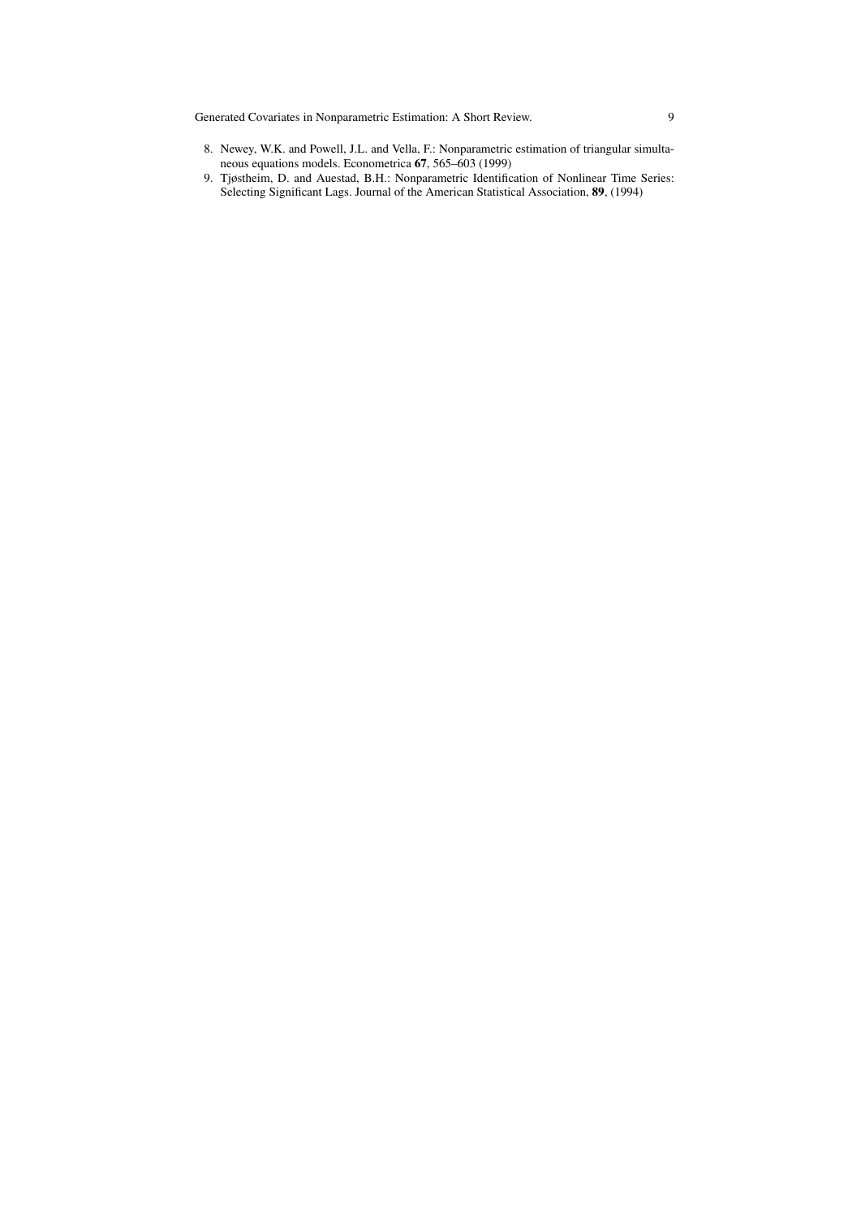8. Newey, W.K. and Powell, J.L. and Vella, F.: Nonparametric estimation of triangular simultaneous equations models. Econometrica **67**, 565–603 (1999)
9. Tjøstheim, D. and Auestad, B.H.: Nonparametric Identification of Nonlinear Time Series: Selecting Significant Lags. Journal of the American Statistical Association, **89**, (1994)